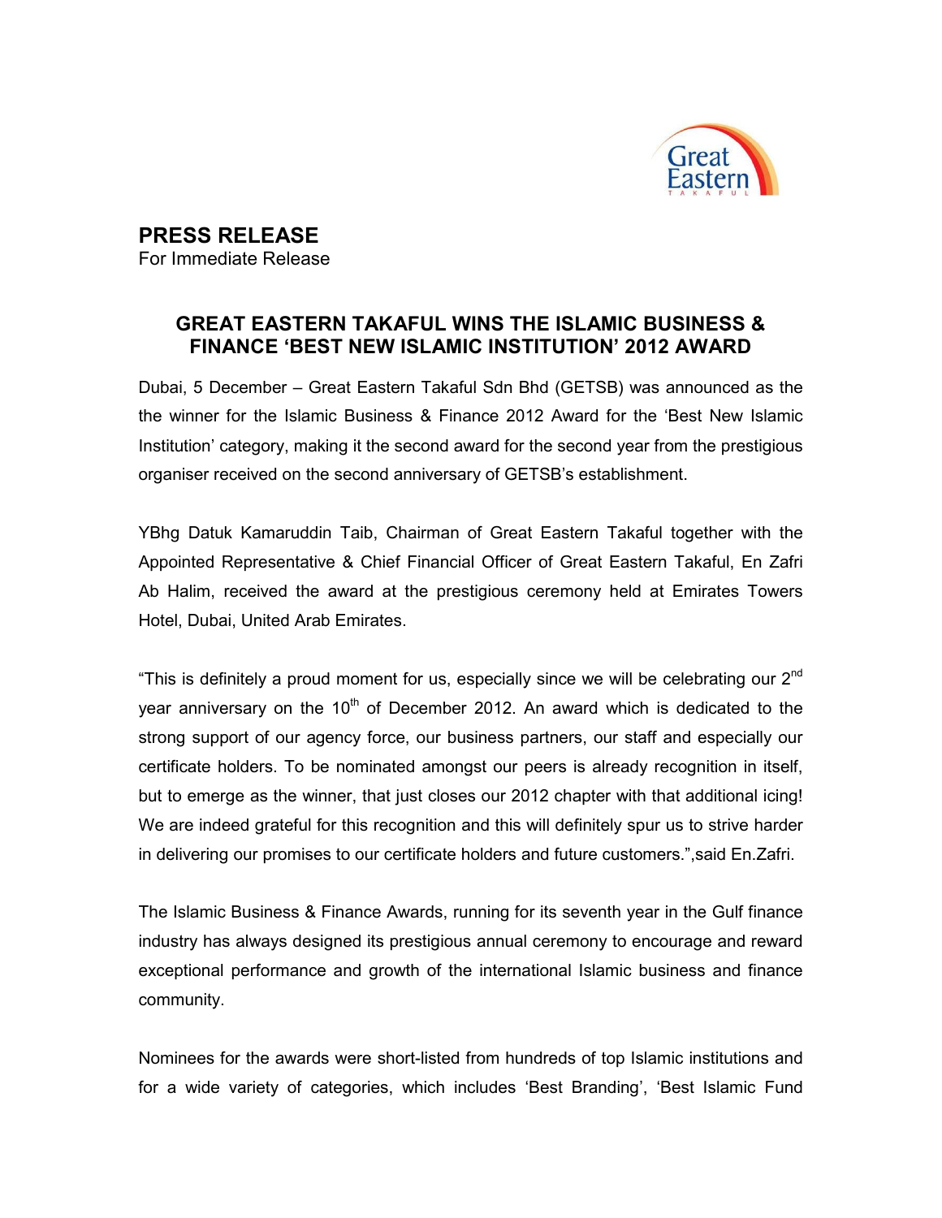# PRESS RELEASE

For Immediate Release

## GREAT EASTERN TAKAFUL WINS THE ISLAMIC BUSINESS & FINANCE 'BEST NEW ISLAMIC INSTITUTION' 2012 AWARD

Dubai, 5 December – Great Eastern Takaful Sdn Bhd (GETSB) was announced as the the winner for the Islamic Business & Finance 2012 Award for the 'Best New Islamic Institution' category, making it the second award for the second year from the prestigious organiser received on the second anniversary of GETSB's establishment.

YBhg Datuk Kamaruddin Taib, Chairman of Great Eastern Takaful together with the Appointed Representative & Chief Financial Officer of Great Eastern Takaful, En Zafri Ab Halim, received the award at the prestigious ceremony held at Emirates Towers Hotel, Dubai, United Arab Emirates.

"This is definitely a proud moment for us, especially since we will be celebrating our 2nd year anniversary on the 10th of December 2012. An award which is dedicated to the strong support of our agency force, our business partners, our staff and especially our certificate holders. To be nominated amongst our peers is already recognition in itself, but to emerge as the winner, that just closes our 2012 chapter with that additional icing! We are indeed grateful for this recognition and this will definitely spur us to strive harder in delivering our promises to our certificate holders and future customers.",said En.Zafri.

The Islamic Business & Finance Awards, running for its seventh year in the Gulf finance industry has always designed its prestigious annual ceremony to encourage and reward exceptional performance and growth of the international Islamic business and finance community.

Nominees for the awards were short-listed from hundreds of top Islamic institutions and for a wide variety of categories, which includes 'Best Branding', 'Best Islamic Fund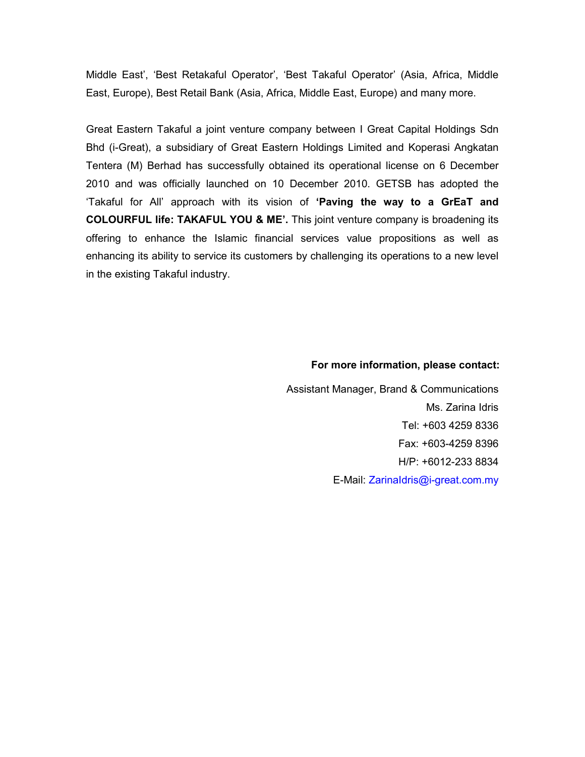Middle East', 'Best Retakaful Operator', 'Best Takaful Operator' (Asia, Africa, Middle East, Europe), Best Retail Bank (Asia, Africa, Middle East, Europe) and many more.

Great Eastern Takaful a joint venture company between I Great Capital Holdings Sdn Bhd (i-Great), a subsidiary of Great Eastern Holdings Limited and Koperasi Angkatan Tentera (M) Berhad has successfully obtained its operational license on 6 December 2010 and was officially launched on 10 December 2010. GETSB has adopted the 'Takaful for All' approach with its vision of **'Paving the way to a GrEaT and COLOURFUL life: TAKAFUL YOU & ME'.** This joint venture company is broadening its offering to enhance the Islamic financial services value propositions as well as enhancing its ability to service its customers by challenging its operations to a new level in the existing Takaful industry.

**For more information, please contact:**

Assistant Manager, Brand & Communications

Ms. Zarina Idris

Tel: +603 4259 8336

Fax: +603-4259 8396

H/P: +6012-233 8834

E-Mail: ZarinaIdris@i-great.com.my